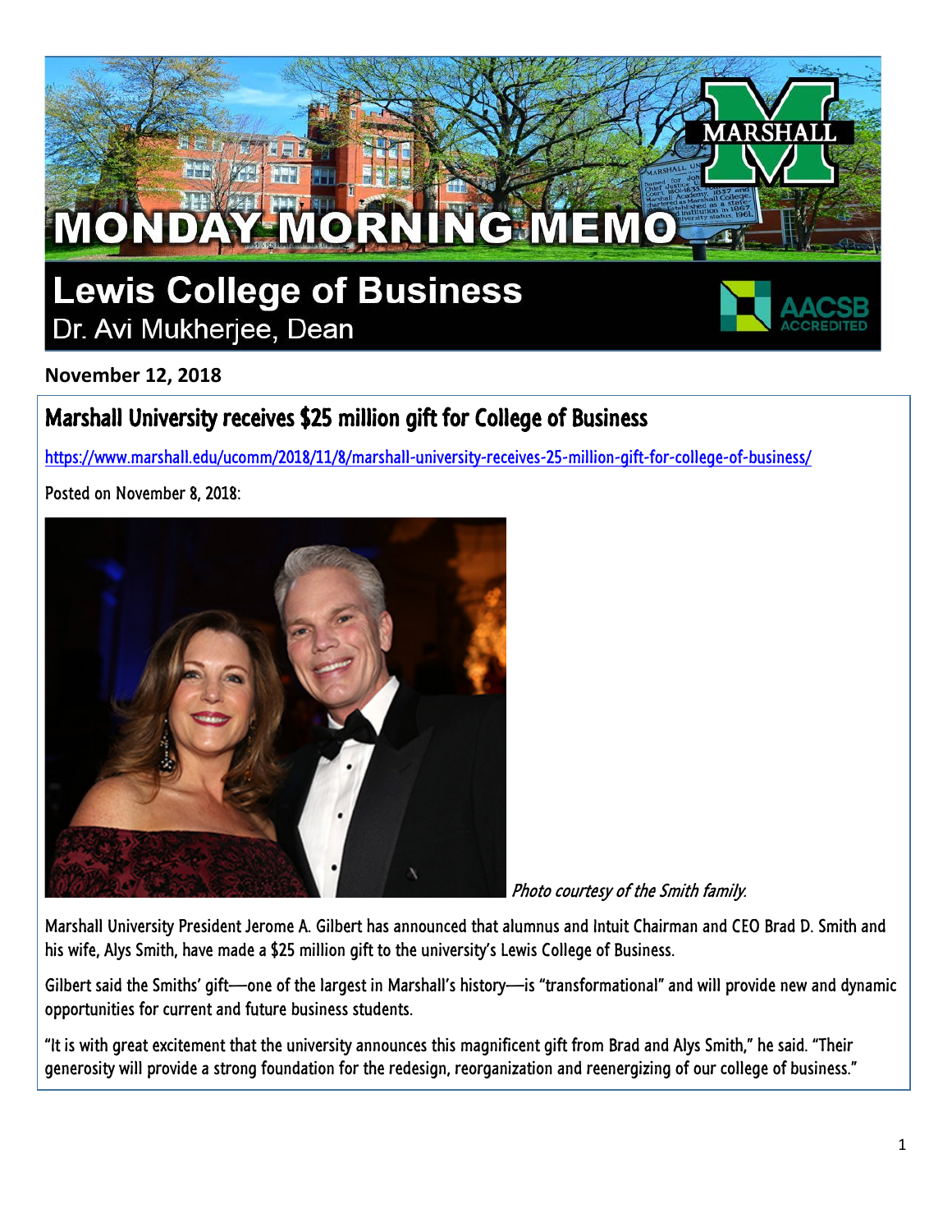# MONDAY MORNING MEMO

## Lewis College of Business

Dr. Avi Mukherjee, Dean

**November 12, 2018**

## Marshall University receives $25 million gift for College of Business

https://www.marshall.edu/ucomm/2018/11/8/marshall-university-receives-25-million-gift-for-college-of-business/

Posted on November 8, 2018:

*Photo courtesy of the Smith family.*

Marshall University President Jerome A. Gilbert has announced that alumnus and Intuit Chairman and CEO Brad D. Smith and his wife, Alys Smith, have made a $25 million gift to the university's Lewis College of Business.

Gilbert said the Smiths' gift—one of the largest in Marshall's history—is "transformational" and will provide new and dynamic opportunities for current and future business students.

"It is with great excitement that the university announces this magnificent gift from Brad and Alys Smith," he said. "Their generosity will provide a strong foundation for the redesign, reorganization and reenergizing of our college of business."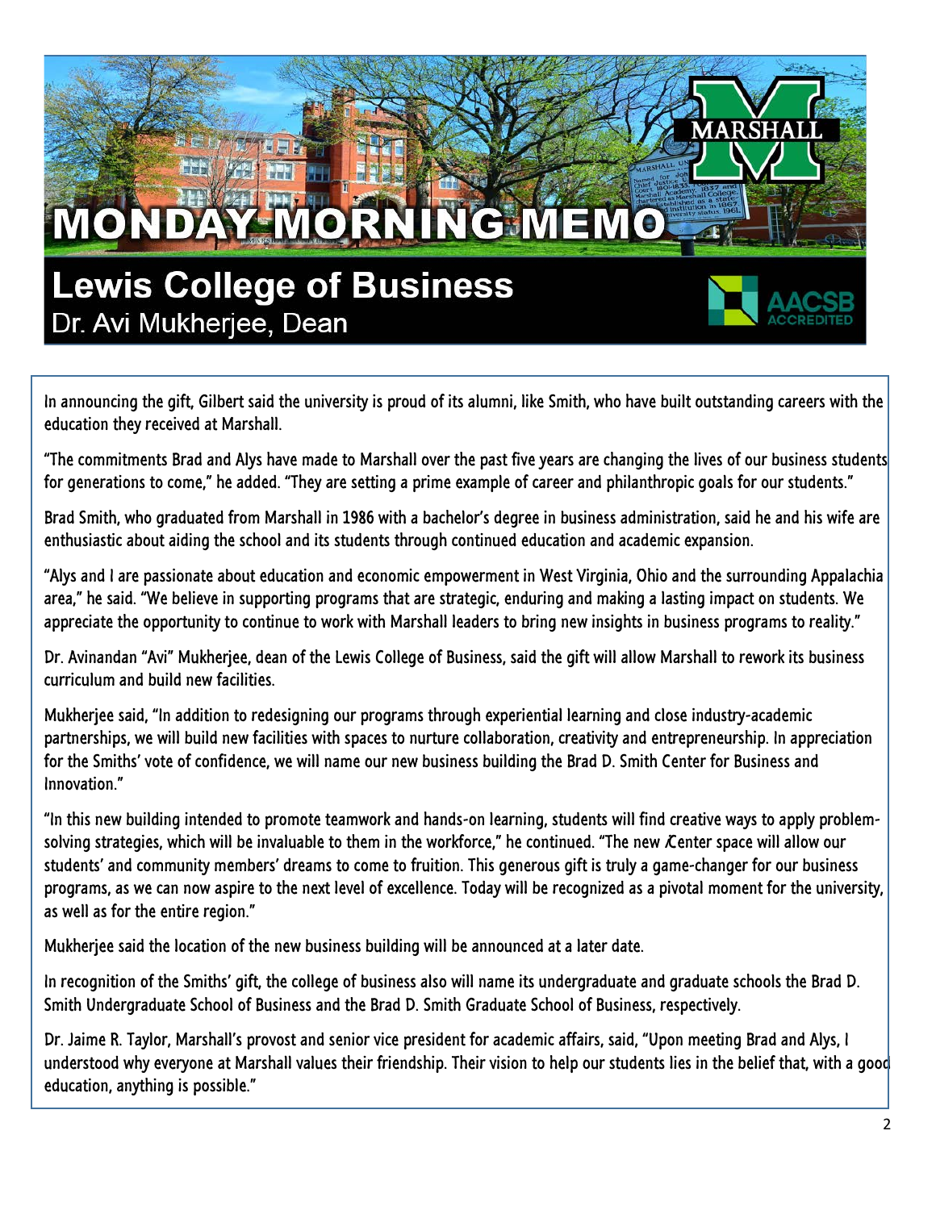# MONDAY MORNING MEMO

## Lewis College of Business

Dr. Avi Mukherjee, Dean

In announcing the gift, Gilbert said the university is proud of its alumni, like Smith, who have built outstanding careers with the education they received at Marshall.

"The commitments Brad and Alys have made to Marshall over the past five years are changing the lives of our business students for generations to come," he added. "They are setting a prime example of career and philanthropic goals for our students."

Brad Smith, who graduated from Marshall in 1986 with a bachelor's degree in business administration, said he and his wife are enthusiastic about aiding the school and its students through continued education and academic expansion.

"Alys and I are passionate about education and economic empowerment in West Virginia, Ohio and the surrounding Appalachia area," he said. "We believe in supporting programs that are strategic, enduring and making a lasting impact on students. We appreciate the opportunity to continue to work with Marshall leaders to bring new insights in business programs to reality."

Dr. Avinandan "Avi" Mukherjee, dean of the Lewis College of Business, said the gift will allow Marshall to rework its business curriculum and build new facilities.

Mukherjee said, "In addition to redesigning our programs through experiential learning and close industry-academic partnerships, we will build new facilities with spaces to nurture collaboration, creativity and entrepreneurship. In appreciation for the Smiths' vote of confidence, we will name our new business building the Brad D. Smith Center for Business and Innovation."

"In this new building intended to promote teamwork and hands-on learning, students will find creative ways to apply problem-solving strategies, which will be invaluable to them in the workforce," he continued. "The new Center space will allow our students' and community members' dreams to come to fruition. This generous gift is truly a game-changer for our business programs, as we can now aspire to the next level of excellence. Today will be recognized as a pivotal moment for the university, as well as for the entire region."

Mukherjee said the location of the new business building will be announced at a later date.

In recognition of the Smiths' gift, the college of business also will name its undergraduate and graduate schools the Brad D. Smith Undergraduate School of Business and the Brad D. Smith Graduate School of Business, respectively.

Dr. Jaime R. Taylor, Marshall's provost and senior vice president for academic affairs, said, "Upon meeting Brad and Alys, I understood why everyone at Marshall values their friendship. Their vision to help our students lies in the belief that, with a good education, anything is possible."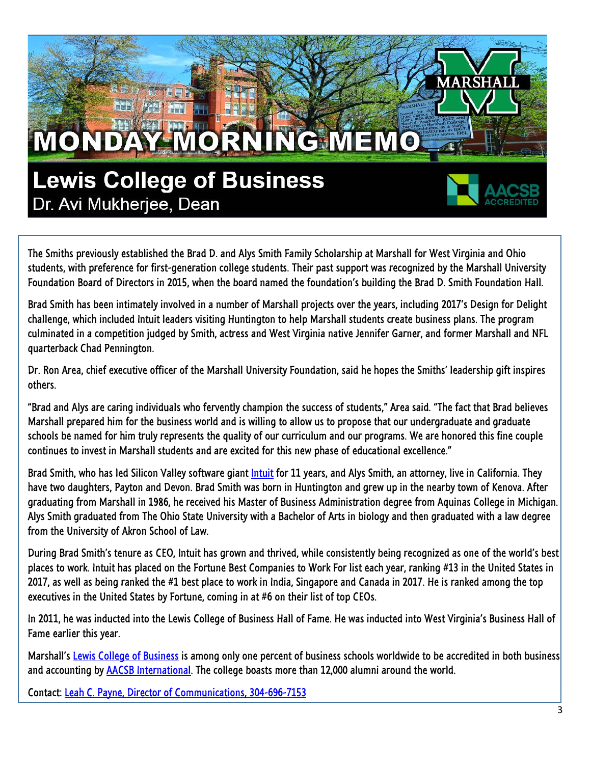# MONDAY MORNING MEMO

## Lewis College of Business

Dr. Avi Mukherjee, Dean

AACSB ACCREDITED

The Smiths previously established the Brad D. and Alys Smith Family Scholarship at Marshall for West Virginia and Ohio students, with preference for first-generation college students. Their past support was recognized by the Marshall University Foundation Board of Directors in 2015, when the board named the foundation's building the Brad D. Smith Foundation Hall.

Brad Smith has been intimately involved in a number of Marshall projects over the years, including 2017's Design for Delight challenge, which included Intuit leaders visiting Huntington to help Marshall students create business plans. The program culminated in a competition judged by Smith, actress and West Virginia native Jennifer Garner, and former Marshall and NFL quarterback Chad Pennington.

Dr. Ron Area, chief executive officer of the Marshall University Foundation, said he hopes the Smiths' leadership gift inspires others.

"Brad and Alys are caring individuals who fervently champion the success of students," Area said. "The fact that Brad believes Marshall prepared him for the business world and is willing to allow us to propose that our undergraduate and graduate schools be named for him truly represents the quality of our curriculum and our programs. We are honored this fine couple continues to invest in Marshall students and are excited for this new phase of educational excellence."

Brad Smith, who has led Silicon Valley software giant [Intuit](Intuit) for 11 years, and Alys Smith, an attorney, live in California. They have two daughters, Payton and Devon. Brad Smith was born in Huntington and grew up in the nearby town of Kenova. After graduating from Marshall in 1986, he received his Master of Business Administration degree from Aquinas College in Michigan. Alys Smith graduated from The Ohio State University with a Bachelor of Arts in biology and then graduated with a law degree from the University of Akron School of Law.

During Brad Smith's tenure as CEO, Intuit has grown and thrived, while consistently being recognized as one of the world's best places to work. Intuit has placed on the Fortune Best Companies to Work For list each year, ranking #13 in the United States in 2017, as well as being ranked the #1 best place to work in India, Singapore and Canada in 2017. He is ranked among the top executives in the United States by Fortune, coming in at #6 on their list of top CEOs.

In 2011, he was inducted into the Lewis College of Business Hall of Fame. He was inducted into West Virginia's Business Hall of Fame earlier this year.

Marshall's Lewis College of Business is among only one percent of business schools worldwide to be accredited in both business and accounting by AACSB International. The college boasts more than 12,000 alumni around the world.

Contact: Leah C. Payne, Director of Communications, 304-696-7153